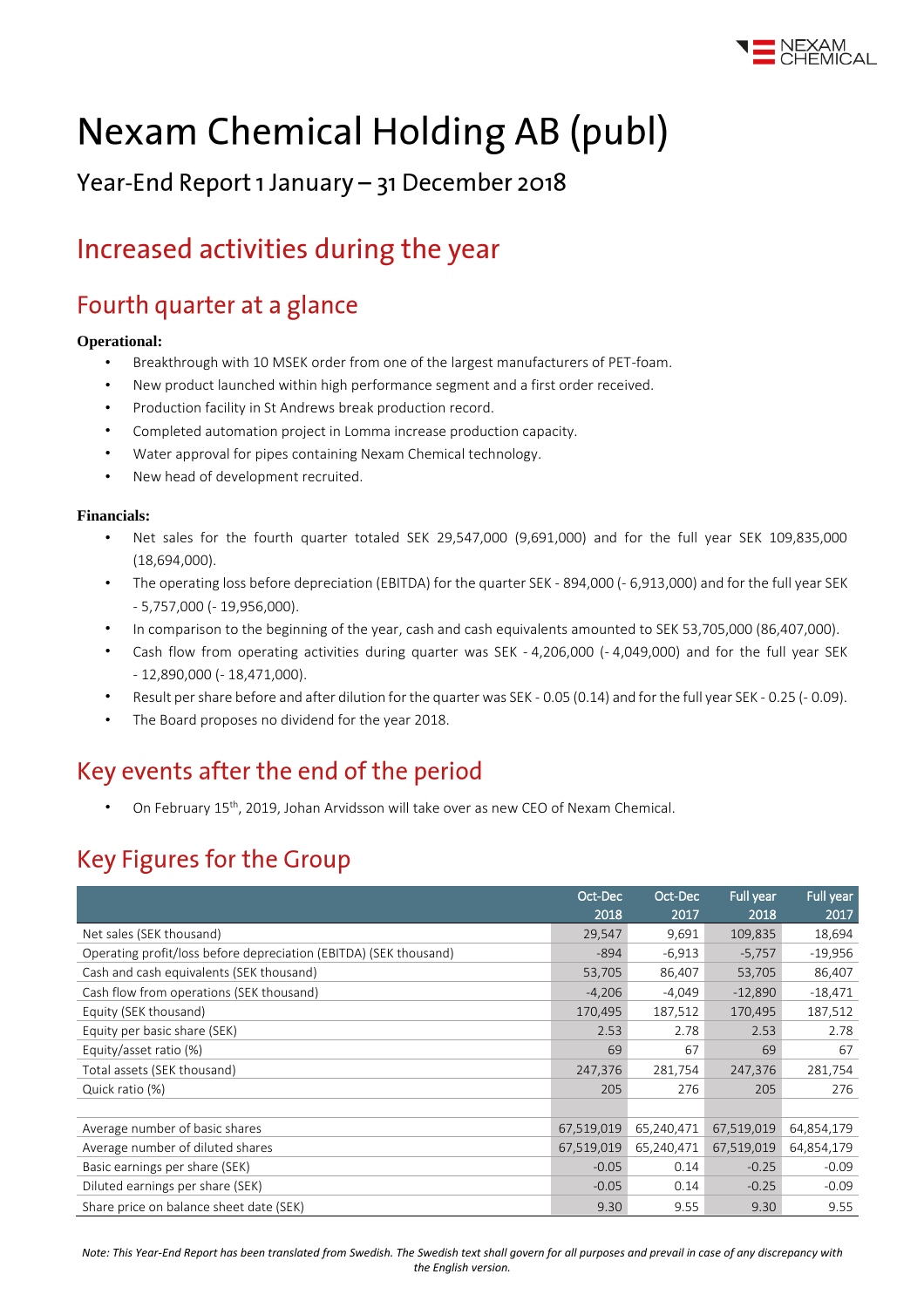# Nexam Chemical Holding AB (publ)

## Year-End Report 1 January – 31 December 2018

## Increased activities during the year

## Fourth quarter at a glance

**Operational:**

- Breakthrough with 10 MSEK order from one of the largest manufacturers of PET-foam.
- New product launched within high performance segment and a first order received.
- Production facility in St Andrews break production record.
- Completed automation project in Lomma increase production capacity.
- Water approval for pipes containing Nexam Chemical technology.
- New head of development recruited.

**Financials:**

- Net sales for the fourth quarter totaled SEK 29,547,000 (9,691,000) and for the full year SEK 109,835,000 (18,694,000).
- The operating loss before depreciation (EBITDA) for the quarter SEK - 894,000 (- 6,913,000) and for the full year SEK - 5,757,000 (- 19,956,000).
- In comparison to the beginning of the year, cash and cash equivalents amounted to SEK 53,705,000 (86,407,000).
- Cash flow from operating activities during quarter was SEK - 4,206,000 (- 4,049,000) and for the full year SEK - 12,890,000 (- 18,471,000).
- Result per share before and after dilution for the quarter was SEK - 0.05 (0.14) and for the full year SEK - 0.25 (- 0.09).
- The Board proposes no dividend for the year 2018.

## Key events after the end of the period

- On February 15th, 2019, Johan Arvidsson will take over as new CEO of Nexam Chemical.

## Key Figures for the Group

| | Oct-Dec 2018 | Oct-Dec 2017 | Full year 2018 | Full year 2017 |
|---|---|---|---|---|
| Net sales (SEK thousand) | 29,547 | 9,691 | 109,835 | 18,694 |
| Operating profit/loss before depreciation (EBITDA) (SEK thousand) | -894 | -6,913 | -5,757 | -19,956 |
| Cash and cash equivalents (SEK thousand) | 53,705 | 86,407 | 53,705 | 86,407 |
| Cash flow from operations (SEK thousand) | -4,206 | -4,049 | -12,890 | -18,471 |
| Equity (SEK thousand) | 170,495 | 187,512 | 170,495 | 187,512 |
| Equity per basic share (SEK) | 2.53 | 2.78 | 2.53 | 2.78 |
| Equity/asset ratio (%) | 69 | 67 | 69 | 67 |
| Total assets (SEK thousand) | 247,376 | 281,754 | 247,376 | 281,754 |
| Quick ratio (%) | 205 | 276 | 205 | 276 |
| | | | | |
| Average number of basic shares | 67,519,019 | 65,240,471 | 67,519,019 | 64,854,179 |
| Average number of diluted shares | 67,519,019 | 65,240,471 | 67,519,019 | 64,854,179 |
| Basic earnings per share (SEK) | -0.05 | 0.14 | -0.25 | -0.09 |
| Diluted earnings per share (SEK) | -0.05 | 0.14 | -0.25 | -0.09 |
| Share price on balance sheet date (SEK) | 9.30 | 9.55 | 9.30 | 9.55 |

*Note: This Year-End Report has been translated from Swedish. The Swedish text shall govern for all purposes and prevail in case of any discrepancy with the English version.*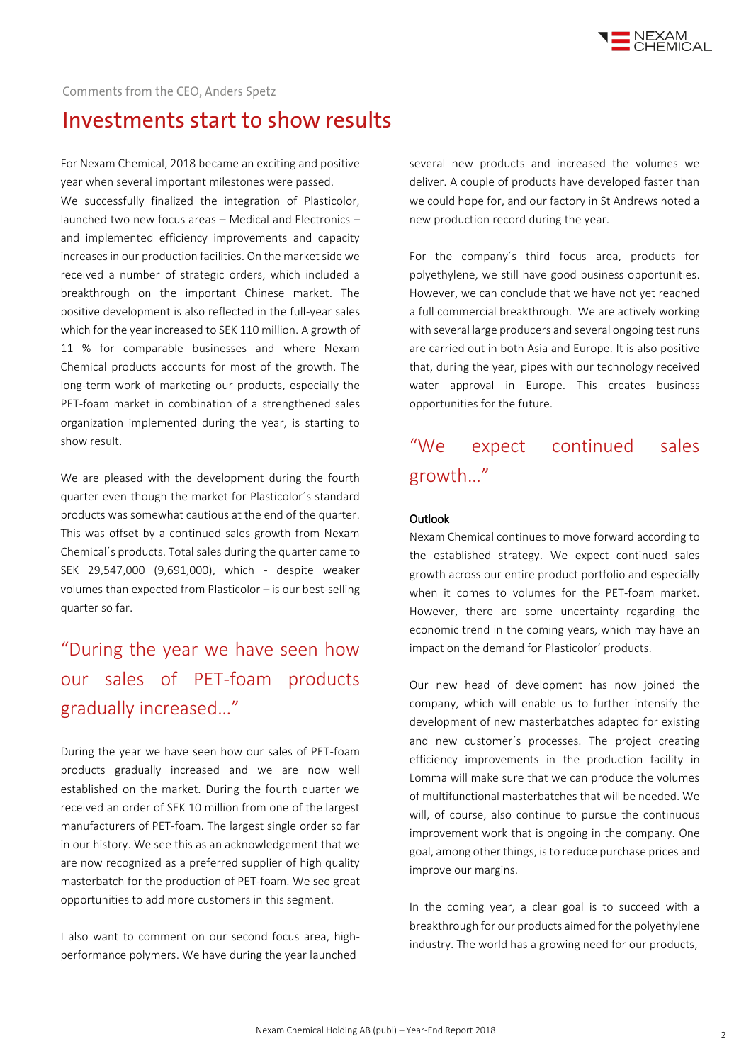Comments from the CEO, Anders Spetz

# Investments start to show results

For Nexam Chemical, 2018 became an exciting and positive year when several important milestones were passed. We successfully finalized the integration of Plasticolor, launched two new focus areas – Medical and Electronics – and implemented efficiency improvements and capacity increases in our production facilities. On the market side we received a number of strategic orders, which included a breakthrough on the important Chinese market. The positive development is also reflected in the full-year sales which for the year increased to SEK 110 million. A growth of 11 % for comparable businesses and where Nexam Chemical products accounts for most of the growth. The long-term work of marketing our products, especially the PET-foam market in combination of a strengthened sales organization implemented during the year, is starting to show result.

We are pleased with the development during the fourth quarter even though the market for Plasticolor´s standard products was somewhat cautious at the end of the quarter. This was offset by a continued sales growth from Nexam Chemical´s products. Total sales during the quarter came to SEK 29,547,000 (9,691,000), which - despite weaker volumes than expected from Plasticolor – is our best-selling quarter so far.

## "During the year we have seen how our sales of PET-foam products gradually increased…"

During the year we have seen how our sales of PET-foam products gradually increased and we are now well established on the market. During the fourth quarter we received an order of SEK 10 million from one of the largest manufacturers of PET-foam. The largest single order so far in our history. We see this as an acknowledgement that we are now recognized as a preferred supplier of high quality masterbatch for the production of PET-foam. We see great opportunities to add more customers in this segment.

I also want to comment on our second focus area, high-performance polymers. We have during the year launched several new products and increased the volumes we deliver. A couple of products have developed faster than we could hope for, and our factory in St Andrews noted a new production record during the year.

For the company´s third focus area, products for polyethylene, we still have good business opportunities. However, we can conclude that we have not yet reached a full commercial breakthrough. We are actively working with several large producers and several ongoing test runs are carried out in both Asia and Europe. It is also positive that, during the year, pipes with our technology received water approval in Europe. This creates business opportunities for the future.

## "We expect continued sales growth…"

### Outlook

Nexam Chemical continues to move forward according to the established strategy. We expect continued sales growth across our entire product portfolio and especially when it comes to volumes for the PET-foam market. However, there are some uncertainty regarding the economic trend in the coming years, which may have an impact on the demand for Plasticolor' products.

Our new head of development has now joined the company, which will enable us to further intensify the development of new masterbatches adapted for existing and new customer´s processes. The project creating efficiency improvements in the production facility in Lomma will make sure that we can produce the volumes of multifunctional masterbatches that will be needed. We will, of course, also continue to pursue the continuous improvement work that is ongoing in the company. One goal, among other things, is to reduce purchase prices and improve our margins.

In the coming year, a clear goal is to succeed with a breakthrough for our products aimed for the polyethylene industry. The world has a growing need for our products,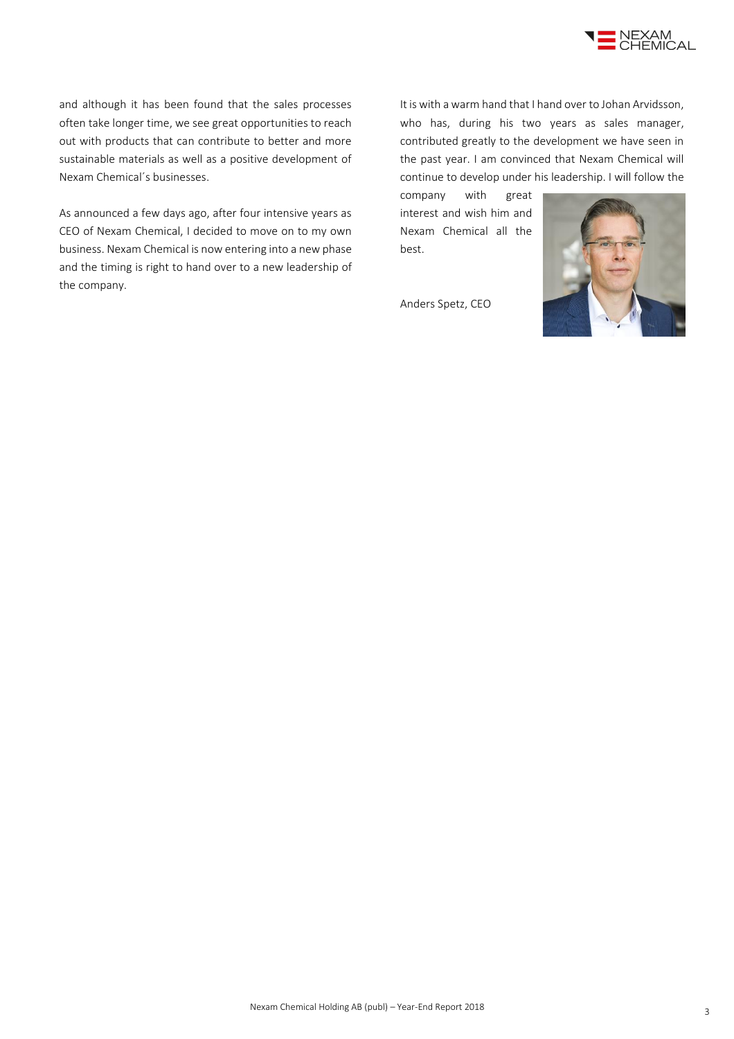and although it has been found that the sales processes often take longer time, we see great opportunities to reach out with products that can contribute to better and more sustainable materials as well as a positive development of Nexam Chemical´s businesses.

As announced a few days ago, after four intensive years as CEO of Nexam Chemical, I decided to move on to my own business. Nexam Chemical is now entering into a new phase and the timing is right to hand over to a new leadership of the company.

It is with a warm hand that I hand over to Johan Arvidsson, who has, during his two years as sales manager, contributed greatly to the development we have seen in the past year. I am convinced that Nexam Chemical will continue to develop under his leadership. I will follow the company with great interest and wish him and Nexam Chemical all the best.

Anders Spetz, CEO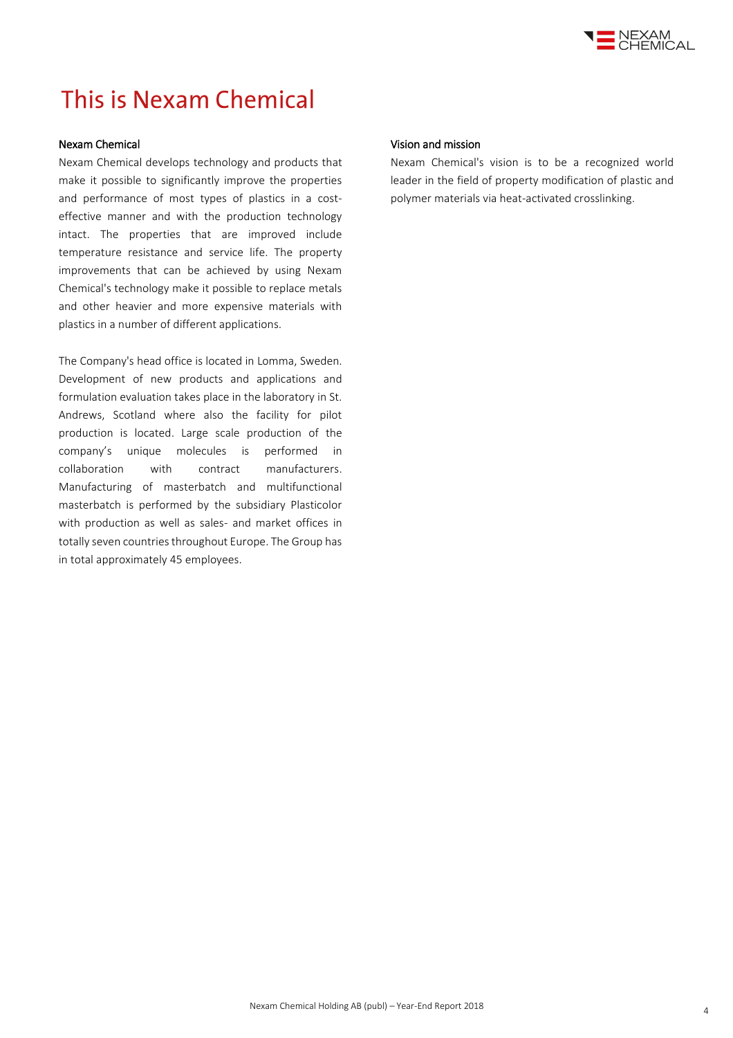# This is Nexam Chemical

## Nexam Chemical

Nexam Chemical develops technology and products that make it possible to significantly improve the properties and performance of most types of plastics in a cost-effective manner and with the production technology intact. The properties that are improved include temperature resistance and service life. The property improvements that can be achieved by using Nexam Chemical's technology make it possible to replace metals and other heavier and more expensive materials with plastics in a number of different applications.

The Company's head office is located in Lomma, Sweden. Development of new products and applications and formulation evaluation takes place in the laboratory in St. Andrews, Scotland where also the facility for pilot production is located. Large scale production of the company's unique molecules is performed in collaboration with contract manufacturers. Manufacturing of masterbatch and multifunctional masterbatch is performed by the subsidiary Plasticolor with production as well as sales- and market offices in totally seven countries throughout Europe. The Group has in total approximately 45 employees.

## Vision and mission

Nexam Chemical's vision is to be a recognized world leader in the field of property modification of plastic and polymer materials via heat-activated crosslinking.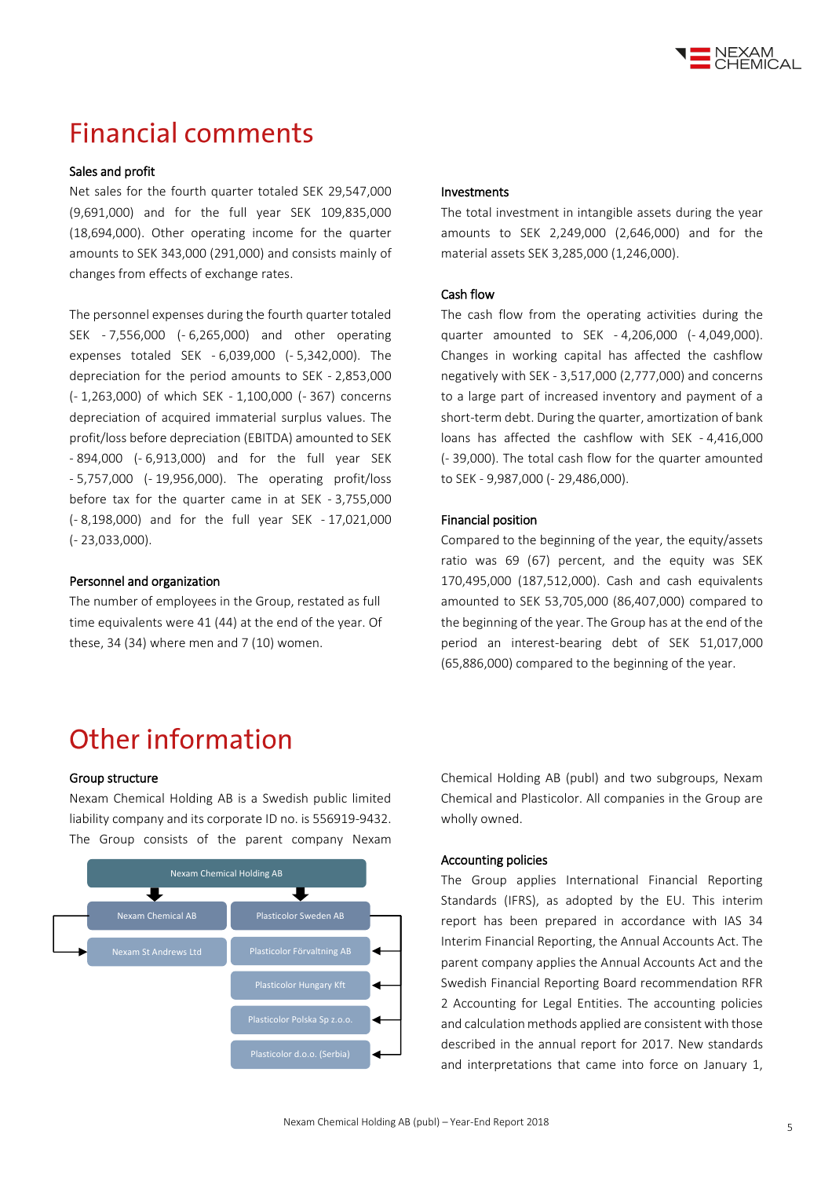# Financial comments

### Sales and profit

Net sales for the fourth quarter totaled SEK 29,547,000 (9,691,000) and for the full year SEK 109,835,000 (18,694,000). Other operating income for the quarter amounts to SEK 343,000 (291,000) and consists mainly of changes from effects of exchange rates.

The personnel expenses during the fourth quarter totaled SEK - 7,556,000 (- 6,265,000) and other operating expenses totaled SEK - 6,039,000 (- 5,342,000). The depreciation for the period amounts to SEK - 2,853,000 (- 1,263,000) of which SEK - 1,100,000 (- 367) concerns depreciation of acquired immaterial surplus values. The profit/loss before depreciation (EBITDA) amounted to SEK - 894,000 (- 6,913,000) and for the full year SEK - 5,757,000 (- 19,956,000). The operating profit/loss before tax for the quarter came in at SEK - 3,755,000 (- 8,198,000) and for the full year SEK - 17,021,000 (- 23,033,000).

### Personnel and organization

The number of employees in the Group, restated as full time equivalents were 41 (44) at the end of the year. Of these, 34 (34) where men and 7 (10) women.

### Investments

The total investment in intangible assets during the year amounts to SEK 2,249,000 (2,646,000) and for the material assets SEK 3,285,000 (1,246,000).

### Cash flow

The cash flow from the operating activities during the quarter amounted to SEK - 4,206,000 (- 4,049,000). Changes in working capital has affected the cashflow negatively with SEK - 3,517,000 (2,777,000) and concerns to a large part of increased inventory and payment of a short-term debt. During the quarter, amortization of bank loans has affected the cashflow with SEK - 4,416,000 (- 39,000). The total cash flow for the quarter amounted to SEK - 9,987,000 (- 29,486,000).

### Financial position

Compared to the beginning of the year, the equity/assets ratio was 69 (67) percent, and the equity was SEK 170,495,000 (187,512,000). Cash and cash equivalents amounted to SEK 53,705,000 (86,407,000) compared to the beginning of the year. The Group has at the end of the period an interest-bearing debt of SEK 51,017,000 (65,886,000) compared to the beginning of the year.

# Other information

### Group structure

Nexam Chemical Holding AB is a Swedish public limited liability company and its corporate ID no. is 556919-9432. The Group consists of the parent company Nexam Chemical Holding AB (publ) and two subgroups, Nexam Chemical and Plasticolor. All companies in the Group are wholly owned.

- Nexam Chemical Holding AB
  - Nexam Chemical AB
    - Nexam St Andrews Ltd
  - Plasticolor Sweden AB
    - Plasticolor Förvaltning AB
    - Plasticolor Hungary Kft
    - Plasticolor Polska Sp z.o.o.
    - Plasticolor d.o.o. (Serbia)

### Accounting policies

The Group applies International Financial Reporting Standards (IFRS), as adopted by the EU. This interim report has been prepared in accordance with IAS 34 Interim Financial Reporting, the Annual Accounts Act. The parent company applies the Annual Accounts Act and the Swedish Financial Reporting Board recommendation RFR 2 Accounting for Legal Entities. The accounting policies and calculation methods applied are consistent with those described in the annual report for 2017. New standards and interpretations that came into force on January 1,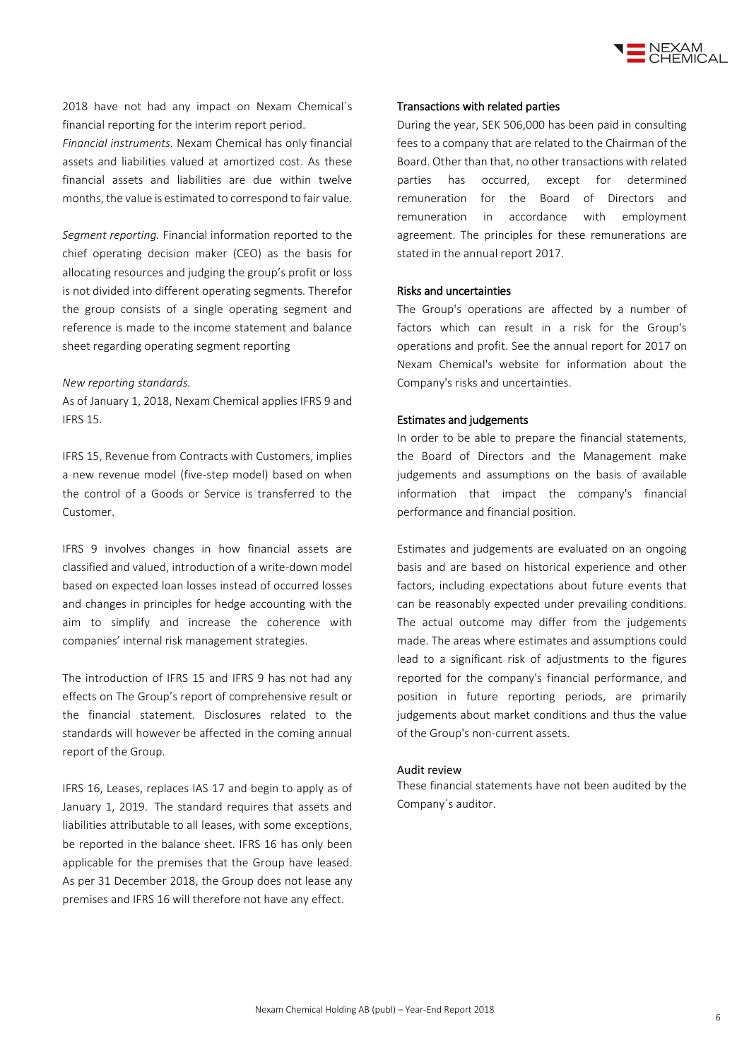2018 have not had any impact on Nexam Chemical´s financial reporting for the interim report period.

*Financial instruments.* Nexam Chemical has only financial assets and liabilities valued at amortized cost. As these financial assets and liabilities are due within twelve months, the value is estimated to correspond to fair value.

*Segment reporting.* Financial information reported to the chief operating decision maker (CEO) as the basis for allocating resources and judging the group's profit or loss is not divided into different operating segments. Therefor the group consists of a single operating segment and reference is made to the income statement and balance sheet regarding operating segment reporting

*New reporting standards.*

As of January 1, 2018, Nexam Chemical applies IFRS 9 and IFRS 15.

IFRS 15, Revenue from Contracts with Customers, implies a new revenue model (five-step model) based on when the control of a Goods or Service is transferred to the Customer.

IFRS 9 involves changes in how financial assets are classified and valued, introduction of a write-down model based on expected loan losses instead of occurred losses and changes in principles for hedge accounting with the aim to simplify and increase the coherence with companies' internal risk management strategies.

The introduction of IFRS 15 and IFRS 9 has not had any effects on The Group's report of comprehensive result or the financial statement. Disclosures related to the standards will however be affected in the coming annual report of the Group.

IFRS 16, Leases, replaces IAS 17 and begin to apply as of January 1, 2019. The standard requires that assets and liabilities attributable to all leases, with some exceptions, be reported in the balance sheet. IFRS 16 has only been applicable for the premises that the Group have leased. As per 31 December 2018, the Group does not lease any premises and IFRS 16 will therefore not have any effect.

## Transactions with related parties

During the year, SEK 506,000 has been paid in consulting fees to a company that are related to the Chairman of the Board. Other than that, no other transactions with related parties has occurred, except for determined remuneration for the Board of Directors and remuneration in accordance with employment agreement. The principles for these remunerations are stated in the annual report 2017.

## Risks and uncertainties

The Group's operations are affected by a number of factors which can result in a risk for the Group's operations and profit. See the annual report for 2017 on Nexam Chemical's website for information about the Company's risks and uncertainties.

## Estimates and judgements

In order to be able to prepare the financial statements, the Board of Directors and the Management make judgements and assumptions on the basis of available information that impact the company's financial performance and financial position.

Estimates and judgements are evaluated on an ongoing basis and are based on historical experience and other factors, including expectations about future events that can be reasonably expected under prevailing conditions. The actual outcome may differ from the judgements made. The areas where estimates and assumptions could lead to a significant risk of adjustments to the figures reported for the company's financial performance, and position in future reporting periods, are primarily judgements about market conditions and thus the value of the Group's non-current assets.

## Audit review

These financial statements have not been audited by the Company´s auditor.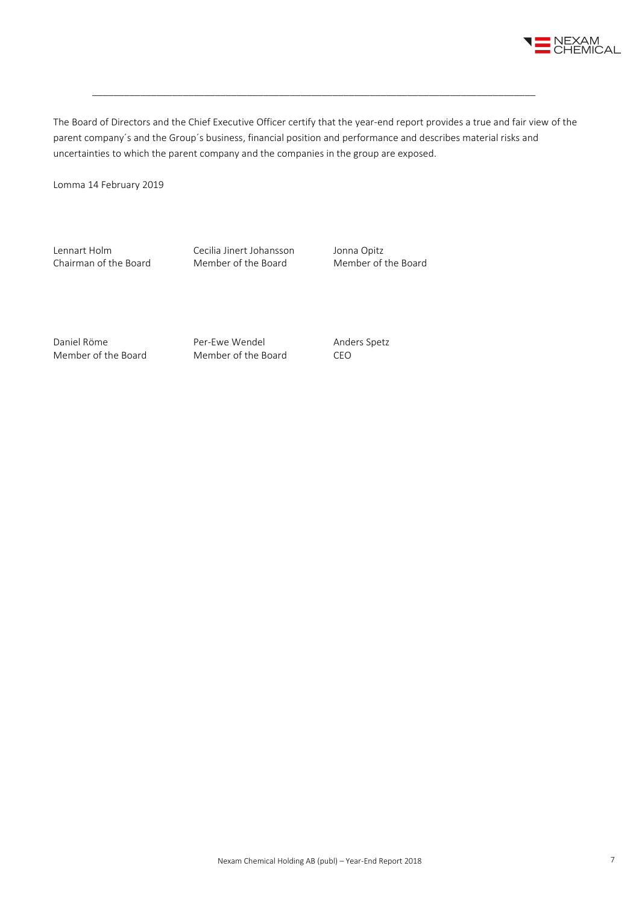The Board of Directors and the Chief Executive Officer certify that the year-end report provides a true and fair view of the parent company´s and the Group´s business, financial position and performance and describes material risks and uncertainties to which the parent company and the companies in the group are exposed.

Lomma 14 February 2019

| | | |
|---|---|---|
| Lennart Holm<br>Chairman of the Board | Cecilia Jinert Johansson<br>Member of the Board | Jonna Opitz<br>Member of the Board |
| Daniel Röme<br>Member of the Board | Per-Ewe Wendel<br>Member of the Board | Anders Spetz<br>CEO |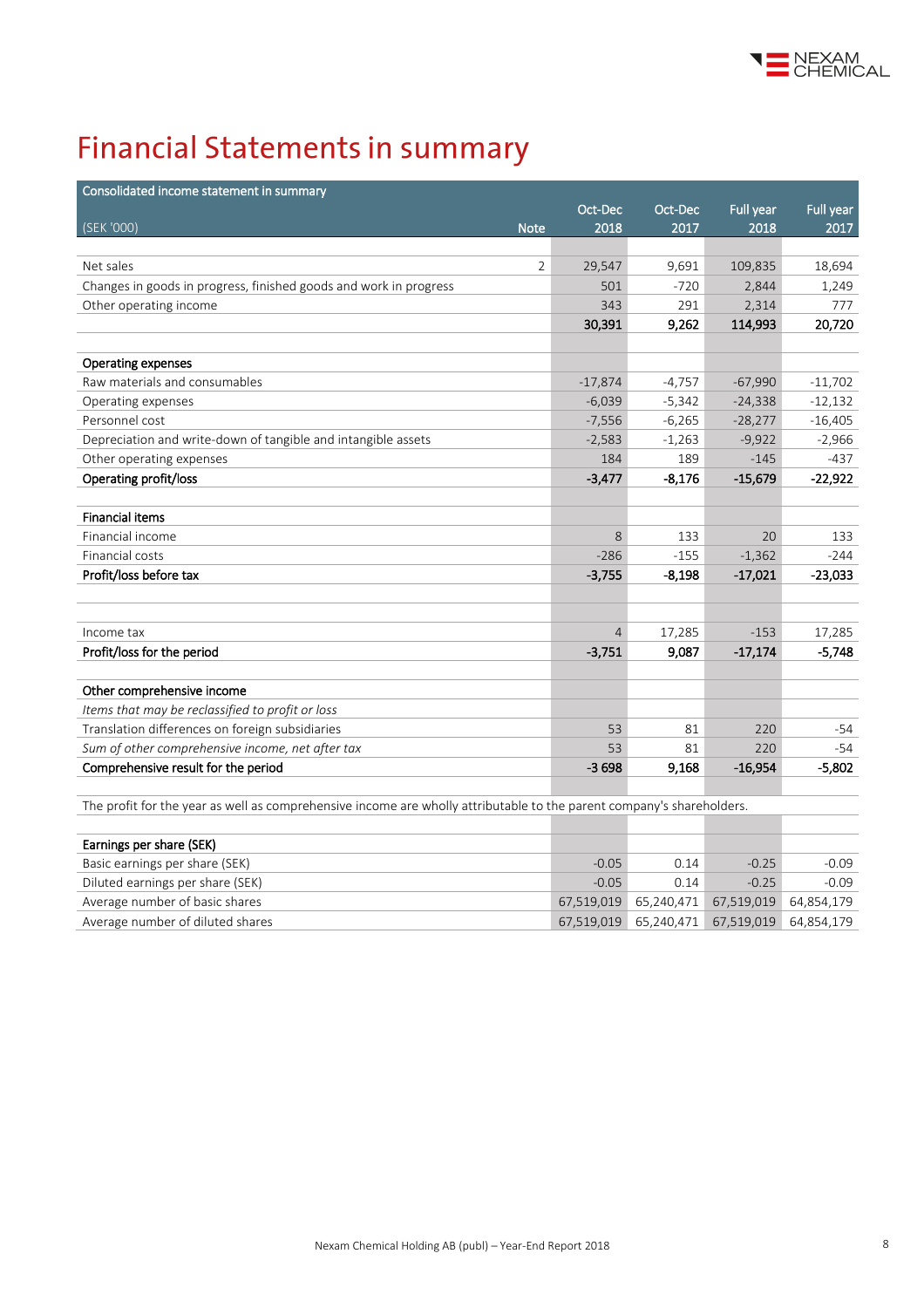# Financial Statements in summary

| Consolidated income statement in summary (SEK '000) | Note | Oct-Dec 2018 | Oct-Dec 2017 | Full year 2018 | Full year 2017 |
|---|---|---|---|---|---|
| Net sales | 2 | 29,547 | 9,691 | 109,835 | 18,694 |
| Changes in goods in progress, finished goods and work in progress | | 501 | -720 | 2,844 | 1,249 |
| Other operating income | | 343 | 291 | 2,314 | 777 |
| | | **30,391** | **9,262** | **114,993** | **20,720** |
| **Operating expenses** | | | | | |
| Raw materials and consumables | | -17,874 | -4,757 | -67,990 | -11,702 |
| Operating expenses | | -6,039 | -5,342 | -24,338 | -12,132 |
| Personnel cost | | -7,556 | -6,265 | -28,277 | -16,405 |
| Depreciation and write-down of tangible and intangible assets | | -2,583 | -1,263 | -9,922 | -2,966 |
| Other operating expenses | | 184 | 189 | -145 | -437 |
| **Operating profit/loss** | | **-3,477** | **-8,176** | **-15,679** | **-22,922** |
| **Financial items** | | | | | |
| Financial income | | 8 | 133 | 20 | 133 |
| Financial costs | | -286 | -155 | -1,362 | -244 |
| **Profit/loss before tax** | | **-3,755** | **-8,198** | **-17,021** | **-23,033** |
| Income tax | | 4 | 17,285 | -153 | 17,285 |
| **Profit/loss for the period** | | **-3,751** | **9,087** | **-17,174** | **-5,748** |
| **Other comprehensive income** | | | | | |
| *Items that may be reclassified to profit or loss* | | | | | |
| Translation differences on foreign subsidiaries | | 53 | 81 | 220 | -54 |
| *Sum of other comprehensive income, net after tax* | | 53 | 81 | 220 | -54 |
| **Comprehensive result for the period** | | **-3 698** | **9,168** | **-16,954** | **-5,802** |

The profit for the year as well as comprehensive income are wholly attributable to the parent company's shareholders.

| **Earnings per share (SEK)** | Oct-Dec 2018 | Oct-Dec 2017 | Full year 2018 | Full year 2017 |
|---|---|---|---|---|
| Basic earnings per share (SEK) | -0.05 | 0.14 | -0.25 | -0.09 |
| Diluted earnings per share (SEK) | -0.05 | 0.14 | -0.25 | -0.09 |
| Average number of basic shares | 67,519,019 | 65,240,471 | 67,519,019 | 64,854,179 |
| Average number of diluted shares | 67,519,019 | 65,240,471 | 67,519,019 | 64,854,179 |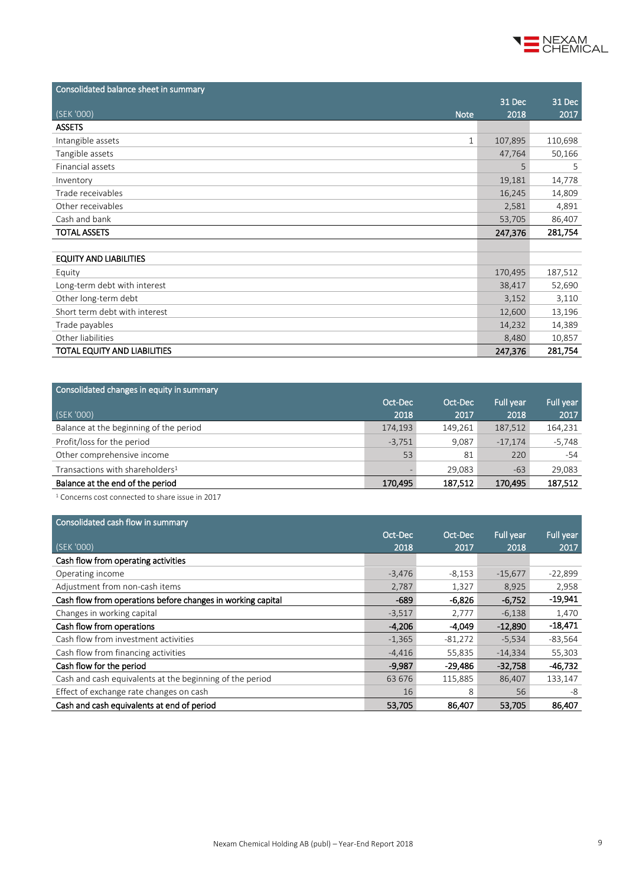### Consolidated balance sheet in summary

| (SEK '000) | Note | 31 Dec 2018 | 31 Dec 2017 |
|---|---|---|---|
| **ASSETS** | | | |
| Intangible assets | 1 | 107,895 | 110,698 |
| Tangible assets | | 47,764 | 50,166 |
| Financial assets | | 5 | 5 |
| Inventory | | 19,181 | 14,778 |
| Trade receivables | | 16,245 | 14,809 |
| Other receivables | | 2,581 | 4,891 |
| Cash and bank | | 53,705 | 86,407 |
| **TOTAL ASSETS** | | **247,376** | **281,754** |
| | | | |
| **EQUITY AND LIABILITIES** | | | |
| Equity | | 170,495 | 187,512 |
| Long-term debt with interest | | 38,417 | 52,690 |
| Other long-term debt | | 3,152 | 3,110 |
| Short term debt with interest | | 12,600 | 13,196 |
| Trade payables | | 14,232 | 14,389 |
| Other liabilities | | 8,480 | 10,857 |
| **TOTAL EQUITY AND LIABILITIES** | | **247,376** | **281,754** |

### Consolidated changes in equity in summary

| (SEK '000) | Oct-Dec 2018 | Oct-Dec 2017 | Full year 2018 | Full year 2017 |
|---|---|---|---|---|
| Balance at the beginning of the period | 174,193 | 149,261 | 187,512 | 164,231 |
| Profit/loss for the period | -3,751 | 9,087 | -17,174 | -5,748 |
| Other comprehensive income | 53 | 81 | 220 | -54 |
| Transactions with shareholders[1] | - | 29,083 | -63 | 29,083 |
| **Balance at the end of the period** | **170,495** | **187,512** | **170,495** | **187,512** |

[1] Concerns cost connected to share issue in 2017

### Consolidated cash flow in summary

| (SEK '000) | Oct-Dec 2018 | Oct-Dec 2017 | Full year 2018 | Full year 2017 |
|---|---|---|---|---|
| **Cash flow from operating activities** | | | | |
| Operating income | -3,476 | -8,153 | -15,677 | -22,899 |
| Adjustment from non-cash items | 2,787 | 1,327 | 8,925 | 2,958 |
| **Cash flow from operations before changes in working capital** | **-689** | **-6,826** | **-6,752** | **-19,941** |
| Changes in working capital | -3,517 | 2,777 | -6,138 | 1,470 |
| **Cash flow from operations** | **-4,206** | **-4,049** | **-12,890** | **-18,471** |
| Cash flow from investment activities | -1,365 | -81,272 | -5,534 | -83,564 |
| Cash flow from financing activities | -4,416 | 55,835 | -14,334 | 55,303 |
| **Cash flow for the period** | **-9,987** | **-29,486** | **-32,758** | **-46,732** |
| Cash and cash equivalents at the beginning of the period | 63 676 | 115,885 | 86,407 | 133,147 |
| Effect of exchange rate changes on cash | 16 | 8 | 56 | -8 |
| **Cash and cash equivalents at end of period** | **53,705** | **86,407** | **53,705** | **86,407** |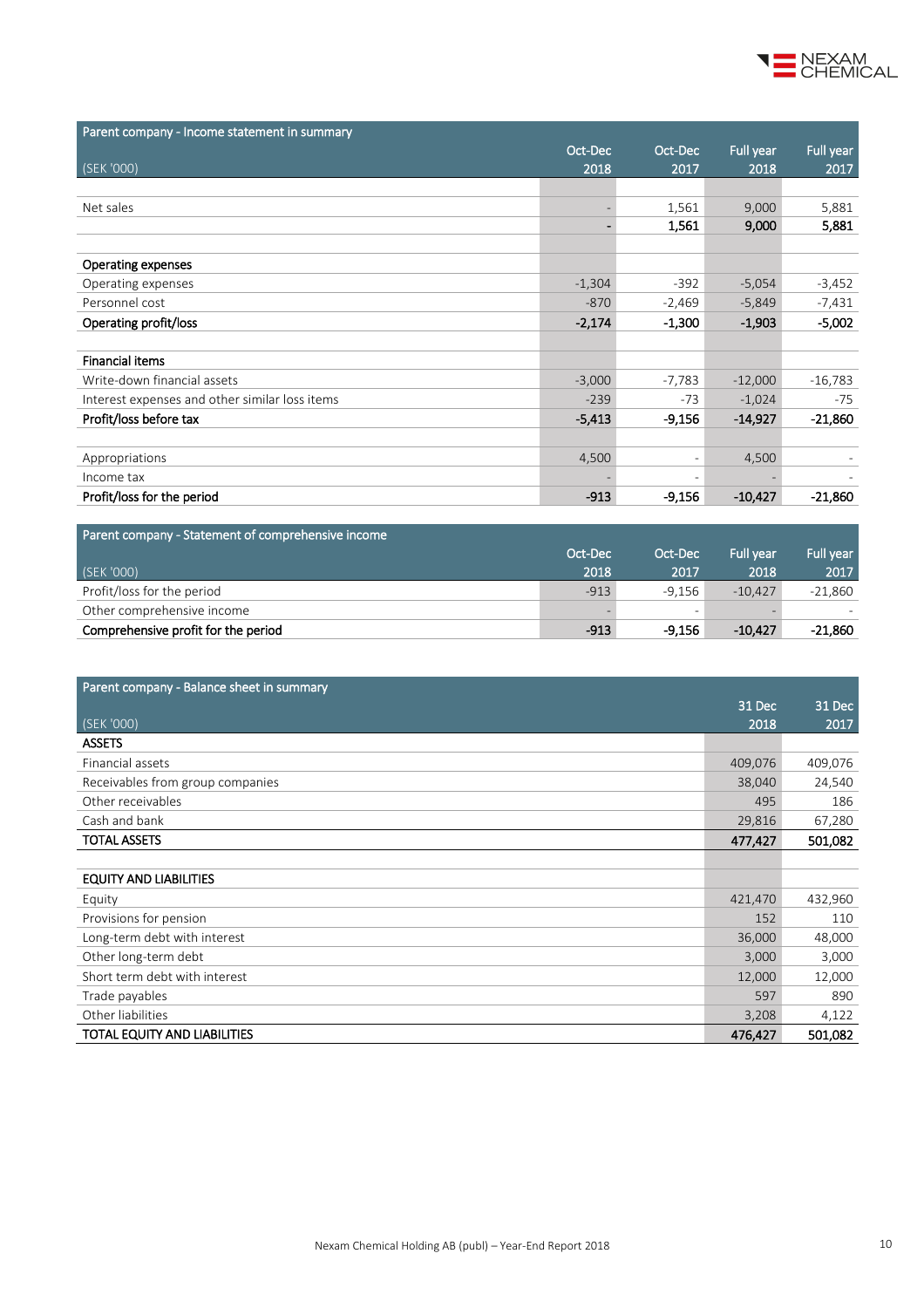| Parent company - Income statement in summary | | | | |
|---|---|---|---|---|
| (SEK '000) | Oct-Dec 2018 | Oct-Dec 2017 | Full year 2018 | Full year 2017 |
| | | | | |
| Net sales | - | 1,561 | 9,000 | 5,881 |
| | **-** | **1,561** | **9,000** | **5,881** |
| | | | | |
| **Operating expenses** | | | | |
| Operating expenses | -1,304 | -392 | -5,054 | -3,452 |
| Personnel cost | -870 | -2,469 | -5,849 | -7,431 |
| **Operating profit/loss** | **-2,174** | **-1,300** | **-1,903** | **-5,002** |
| | | | | |
| **Financial items** | | | | |
| Write-down financial assets | -3,000 | -7,783 | -12,000 | -16,783 |
| Interest expenses and other similar loss items | -239 | -73 | -1,024 | -75 |
| **Profit/loss before tax** | **-5,413** | **-9,156** | **-14,927** | **-21,860** |
| | | | | |
| Appropriations | 4,500 | - | 4,500 | - |
| Income tax | - | - | - | - |
| **Profit/loss for the period** | **-913** | **-9,156** | **-10,427** | **-21,860** |

| Parent company - Statement of comprehensive income | | | | |
|---|---|---|---|---|
| (SEK '000) | Oct-Dec 2018 | Oct-Dec 2017 | Full year 2018 | Full year 2017 |
| Profit/loss for the period | -913 | -9,156 | -10,427 | -21,860 |
| Other comprehensive income | - | - | - | - |
| **Comprehensive profit for the period** | **-913** | **-9,156** | **-10,427** | **-21,860** |

| Parent company - Balance sheet in summary | | |
|---|---|---|
| (SEK '000) | 31 Dec 2018 | 31 Dec 2017 |
| **ASSETS** | | |
| Financial assets | 409,076 | 409,076 |
| Receivables from group companies | 38,040 | 24,540 |
| Other receivables | 495 | 186 |
| Cash and bank | 29,816 | 67,280 |
| **TOTAL ASSETS** | **477,427** | **501,082** |
| | | |
| **EQUITY AND LIABILITIES** | | |
| Equity | 421,470 | 432,960 |
| Provisions for pension | 152 | 110 |
| Long-term debt with interest | 36,000 | 48,000 |
| Other long-term debt | 3,000 | 3,000 |
| Short term debt with interest | 12,000 | 12,000 |
| Trade payables | 597 | 890 |
| Other liabilities | 3,208 | 4,122 |
| **TOTAL EQUITY AND LIABILITIES** | **476,427** | **501,082** |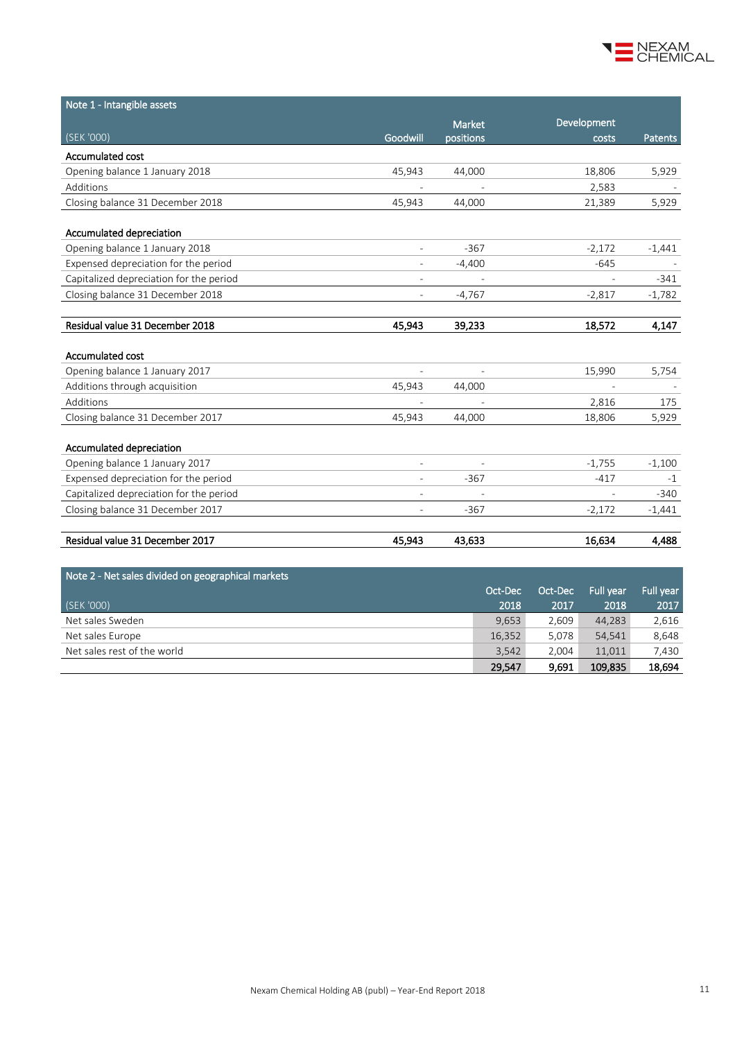| Note 1 - Intangible assets | | | | |
|---|---|---|---|---|
| (SEK '000) | Goodwill | Market positions | Development costs | Patents |
| **Accumulated cost** | | | | |
| Opening balance 1 January 2018 | 45,943 | 44,000 | 18,806 | 5,929 |
| Additions | - | - | 2,583 | - |
| Closing balance 31 December 2018 | 45,943 | 44,000 | 21,389 | 5,929 |
| | | | | |
| **Accumulated depreciation** | | | | |
| Opening balance 1 January 2018 | - | -367 | -2,172 | -1,441 |
| Expensed depreciation for the period | - | -4,400 | -645 | - |
| Capitalized depreciation for the period | - | - | - | -341 |
| Closing balance 31 December 2018 | - | -4,767 | -2,817 | -1,782 |
| | | | | |
| **Residual value 31 December 2018** | **45,943** | **39,233** | **18,572** | **4,147** |
| | | | | |
| **Accumulated cost** | | | | |
| Opening balance 1 January 2017 | - | - | 15,990 | 5,754 |
| Additions through acquisition | 45,943 | 44,000 | - | - |
| Additions | - | - | 2,816 | 175 |
| Closing balance 31 December 2017 | 45,943 | 44,000 | 18,806 | 5,929 |
| | | | | |
| **Accumulated depreciation** | | | | |
| Opening balance 1 January 2017 | - | - | -1,755 | -1,100 |
| Expensed depreciation for the period | - | -367 | -417 | -1 |
| Capitalized depreciation for the period | - | - | - | -340 |
| Closing balance 31 December 2017 | - | -367 | -2,172 | -1,441 |
| | | | | |
| **Residual value 31 December 2017** | **45,943** | **43,633** | **16,634** | **4,488** |

| Note 2 - Net sales divided on geographical markets | | | | |
|---|---|---|---|---|
| (SEK '000) | Oct-Dec 2018 | Oct-Dec 2017 | Full year 2018 | Full year 2017 |
| Net sales Sweden | 9,653 | 2,609 | 44,283 | 2,616 |
| Net sales Europe | 16,352 | 5,078 | 54,541 | 8,648 |
| Net sales rest of the world | 3,542 | 2,004 | 11,011 | 7,430 |
| | **29,547** | **9,691** | **109,835** | **18,694** |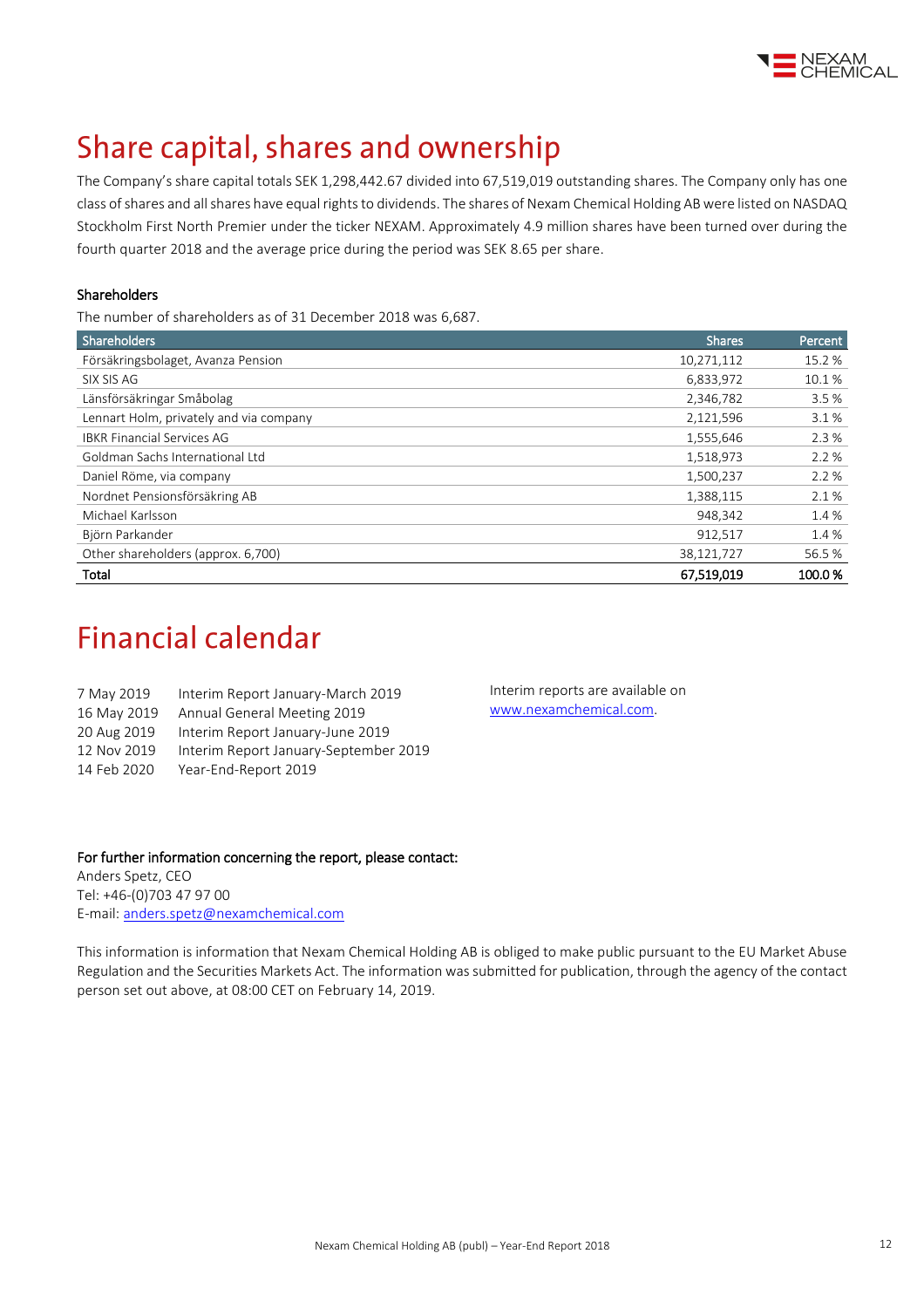# Share capital, shares and ownership

The Company's share capital totals SEK 1,298,442.67 divided into 67,519,019 outstanding shares. The Company only has one class of shares and all shares have equal rights to dividends. The shares of Nexam Chemical Holding AB were listed on NASDAQ Stockholm First North Premier under the ticker NEXAM. Approximately 4.9 million shares have been turned over during the fourth quarter 2018 and the average price during the period was SEK 8.65 per share.

### Shareholders

The number of shareholders as of 31 December 2018 was 6,687.

| Shareholders | Shares | Percent |
|---|---|---|
| Försäkringsbolaget, Avanza Pension | 10,271,112 | 15.2 % |
| SIX SIS AG | 6,833,972 | 10.1 % |
| Länsförsäkringar Småbolag | 2,346,782 | 3.5 % |
| Lennart Holm, privately and via company | 2,121,596 | 3.1 % |
| IBKR Financial Services AG | 1,555,646 | 2.3 % |
| Goldman Sachs International Ltd | 1,518,973 | 2.2 % |
| Daniel Röme, via company | 1,500,237 | 2.2 % |
| Nordnet Pensionsförsäkring AB | 1,388,115 | 2.1 % |
| Michael Karlsson | 948,342 | 1.4 % |
| Björn Parkander | 912,517 | 1.4 % |
| Other shareholders (approx. 6,700) | 38,121,727 | 56.5 % |
| **Total** | **67,519,019** | **100.0 %** |

# Financial calendar

7 May 2019 Interim Report January-March 2019
16 May 2019 Annual General Meeting 2019
20 Aug 2019 Interim Report January-June 2019
12 Nov 2019 Interim Report January-September 2019
14 Feb 2020 Year-End-Report 2019

Interim reports are available on www.nexamchemical.com.

**For further information concerning the report, please contact:**
Anders Spetz, CEO
Tel: +46-(0)703 47 97 00
E-mail: anders.spetz@nexamchemical.com

This information is information that Nexam Chemical Holding AB is obliged to make public pursuant to the EU Market Abuse Regulation and the Securities Markets Act. The information was submitted for publication, through the agency of the contact person set out above, at 08:00 CET on February 14, 2019.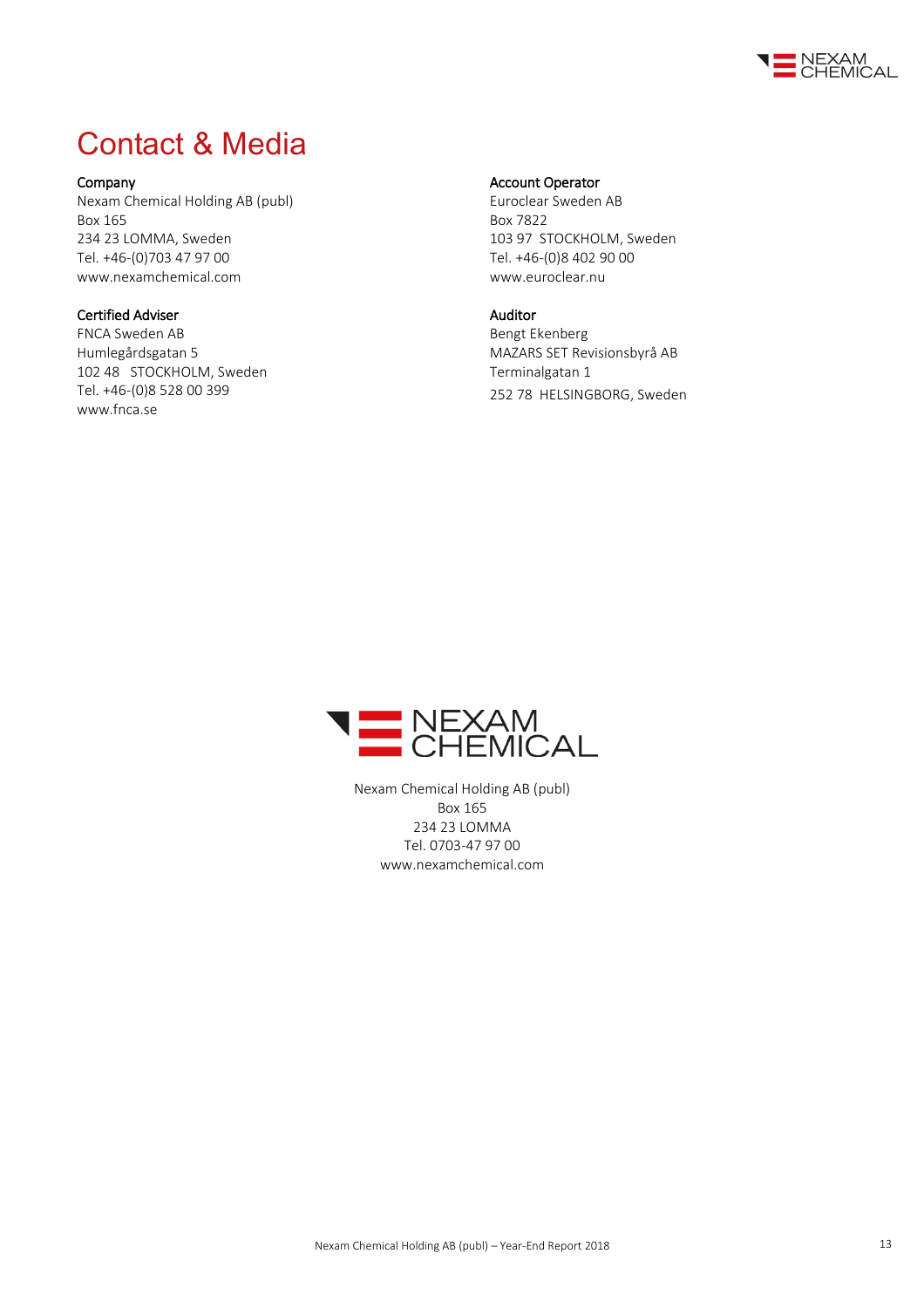# Contact & Media

**Company**
Nexam Chemical Holding AB (publ)
Box 165
234 23 LOMMA, Sweden
Tel. +46-(0)703 47 97 00
www.nexamchemical.com

**Certified Adviser**
FNCA Sweden AB
Humlegårdsgatan 5
102 48 STOCKHOLM, Sweden
Tel. +46-(0)8 528 00 399
www.fnca.se

**Account Operator**
Euroclear Sweden AB
Box 7822
103 97 STOCKHOLM, Sweden
Tel. +46-(0)8 402 90 00
www.euroclear.nu

**Auditor**
Bengt Ekenberg
MAZARS SET Revisionsbyrå AB
Terminalgatan 1
252 78 HELSINGBORG, Sweden

NEXAM CHEMICAL

Nexam Chemical Holding AB (publ)
Box 165
234 23 LOMMA
Tel. 0703-47 97 00
www.nexamchemical.com